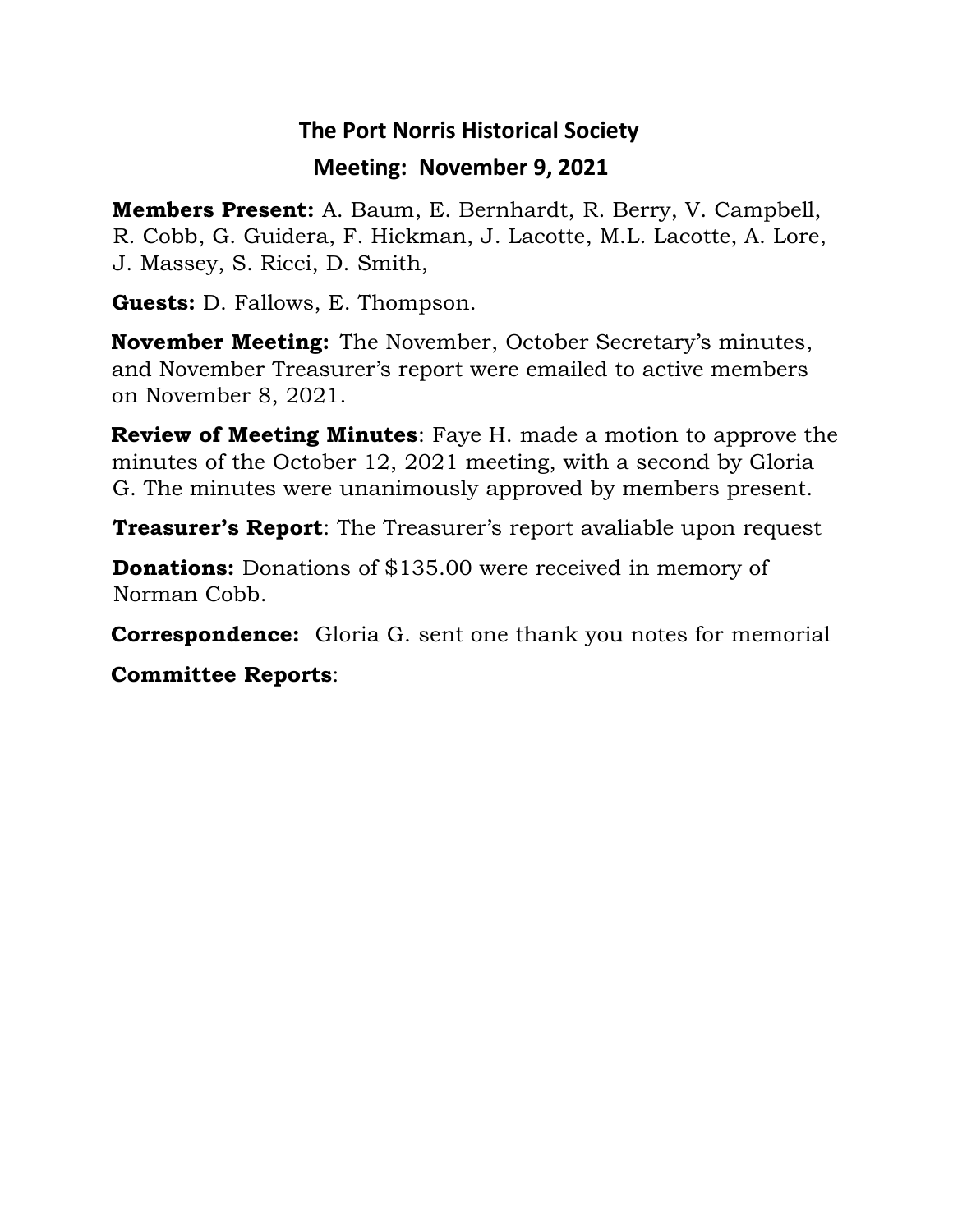# The Port Norris Historical Society

## Meeting: November 9, 2021

**Members Present:** A. Baum, E. Bernhardt, R. Berry, V. Campbell, R. Cobb, G. Guidera, F. Hickman, J. Lacotte, M.L. Lacotte, A. Lore, J. Massey, S. Ricci, D. Smith,

**Guests:** D. Fallows, E. Thompson.

**November Meeting:** The November, October Secretary's minutes, and November Treasurer's report were emailed to active members on November 8, 2021.

**Review of Meeting Minutes**: Faye H. made a motion to approve the minutes of the October 12, 2021 meeting, with a second by Gloria G. The minutes were unanimously approved by members present.

**Treasurer's Report**: The Treasurer's report avaliable upon request

**Donations:** Donations of $135.00 were received in memory of Norman Cobb.

**Correspondence:** Gloria G. sent one thank you notes for memorial

**Committee Reports**: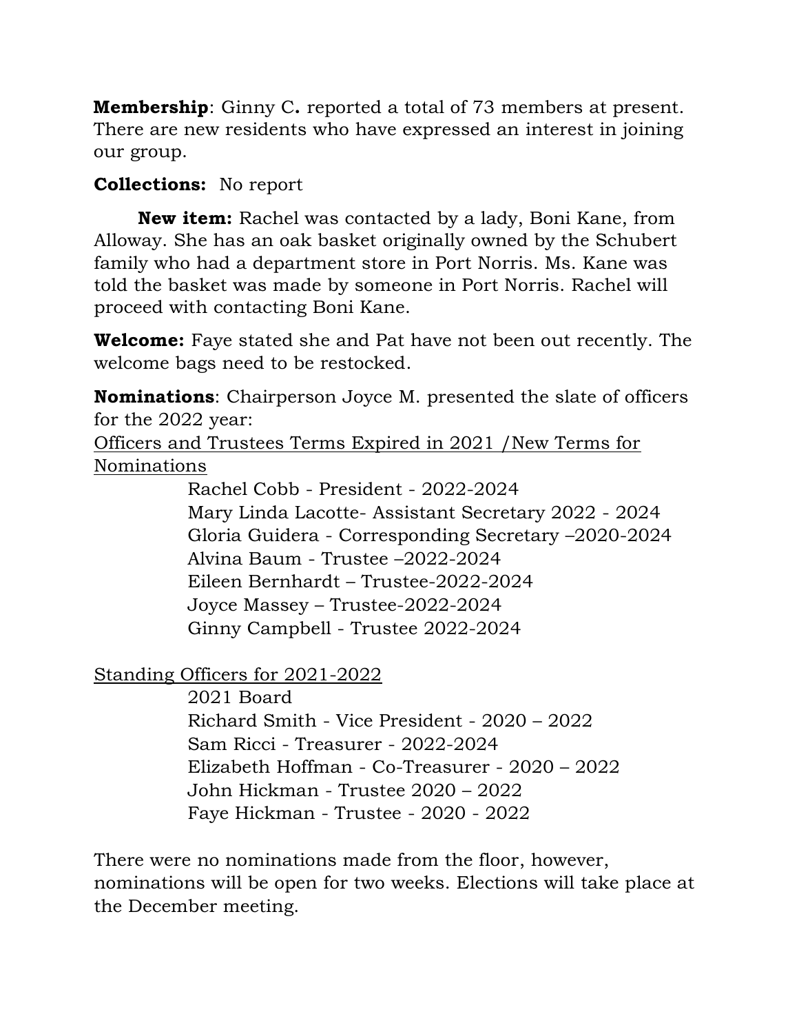**Membership**: Ginny C**.** reported a total of 73 members at present. There are new residents who have expressed an interest in joining our group.

**Collections:** No report

**New item:** Rachel was contacted by a lady, Boni Kane, from Alloway. She has an oak basket originally owned by the Schubert family who had a department store in Port Norris. Ms. Kane was told the basket was made by someone in Port Norris. Rachel will proceed with contacting Boni Kane.

**Welcome:** Faye stated she and Pat have not been out recently. The welcome bags need to be restocked.

**Nominations**: Chairperson Joyce M. presented the slate of officers for the 2022 year:

<u>Officers and Trustees Terms Expired in 2021 /New Terms for Nominations</u>

Rachel Cobb - President - 2022-2024
Mary Linda Lacotte- Assistant Secretary 2022 - 2024
Gloria Guidera - Corresponding Secretary –2020-2024
Alvina Baum - Trustee –2022-2024
Eileen Bernhardt – Trustee-2022-2024
Joyce Massey – Trustee-2022-2024
Ginny Campbell - Trustee 2022-2024

<u>Standing Officers for 2021-2022</u>

2021 Board
Richard Smith - Vice President - 2020 – 2022
Sam Ricci - Treasurer - 2022-2024
Elizabeth Hoffman - Co-Treasurer - 2020 – 2022
John Hickman - Trustee 2020 – 2022
Faye Hickman - Trustee - 2020 - 2022

There were no nominations made from the floor, however, nominations will be open for two weeks. Elections will take place at the December meeting.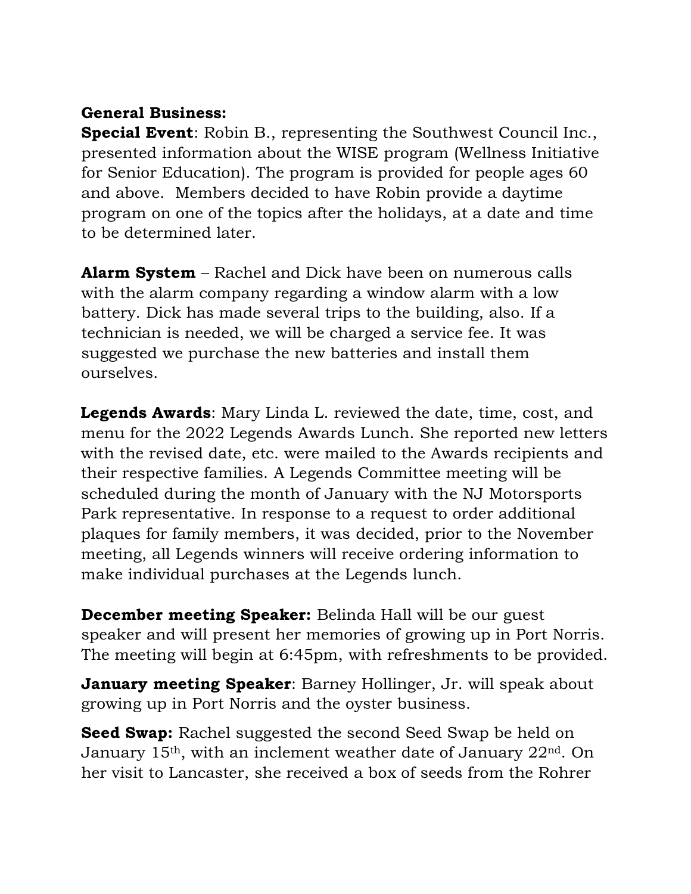**General Business:**

**Special Event**: Robin B., representing the Southwest Council Inc., presented information about the WISE program (Wellness Initiative for Senior Education). The program is provided for people ages 60 and above. Members decided to have Robin provide a daytime program on one of the topics after the holidays, at a date and time to be determined later.

**Alarm System** – Rachel and Dick have been on numerous calls with the alarm company regarding a window alarm with a low battery. Dick has made several trips to the building, also. If a technician is needed, we will be charged a service fee. It was suggested we purchase the new batteries and install them ourselves.

**Legends Awards**: Mary Linda L. reviewed the date, time, cost, and menu for the 2022 Legends Awards Lunch. She reported new letters with the revised date, etc. were mailed to the Awards recipients and their respective families. A Legends Committee meeting will be scheduled during the month of January with the NJ Motorsports Park representative. In response to a request to order additional plaques for family members, it was decided, prior to the November meeting, all Legends winners will receive ordering information to make individual purchases at the Legends lunch.

**December meeting Speaker:** Belinda Hall will be our guest speaker and will present her memories of growing up in Port Norris. The meeting will begin at 6:45pm, with refreshments to be provided.

**January meeting Speaker**: Barney Hollinger, Jr. will speak about growing up in Port Norris and the oyster business.

**Seed Swap:** Rachel suggested the second Seed Swap be held on January 15th, with an inclement weather date of January 22nd. On her visit to Lancaster, she received a box of seeds from the Rohrer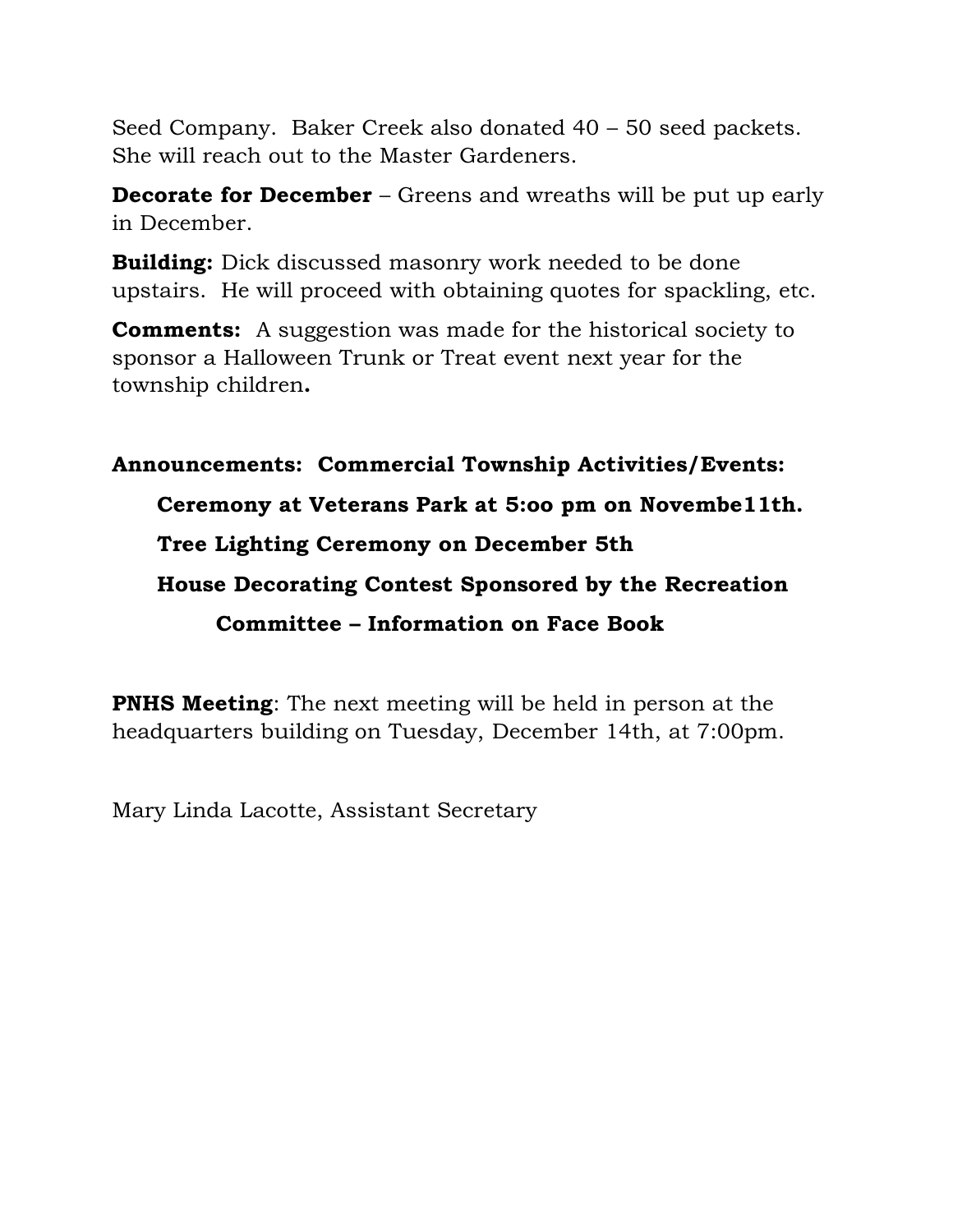Seed Company. Baker Creek also donated 40 – 50 seed packets. She will reach out to the Master Gardeners.

**Decorate for December** – Greens and wreaths will be put up early in December.

**Building:** Dick discussed masonry work needed to be done upstairs. He will proceed with obtaining quotes for spackling, etc.

**Comments:** A suggestion was made for the historical society to sponsor a Halloween Trunk or Treat event next year for the township children**.**

**Announcements: Commercial Township Activities/Events:**

**Ceremony at Veterans Park at 5:oo pm on Novembe11th.**

**Tree Lighting Ceremony on December 5th**

**House Decorating Contest Sponsored by the Recreation Committee – Information on Face Book**

**PNHS Meeting**: The next meeting will be held in person at the headquarters building on Tuesday, December 14th, at 7:00pm.

Mary Linda Lacotte, Assistant Secretary